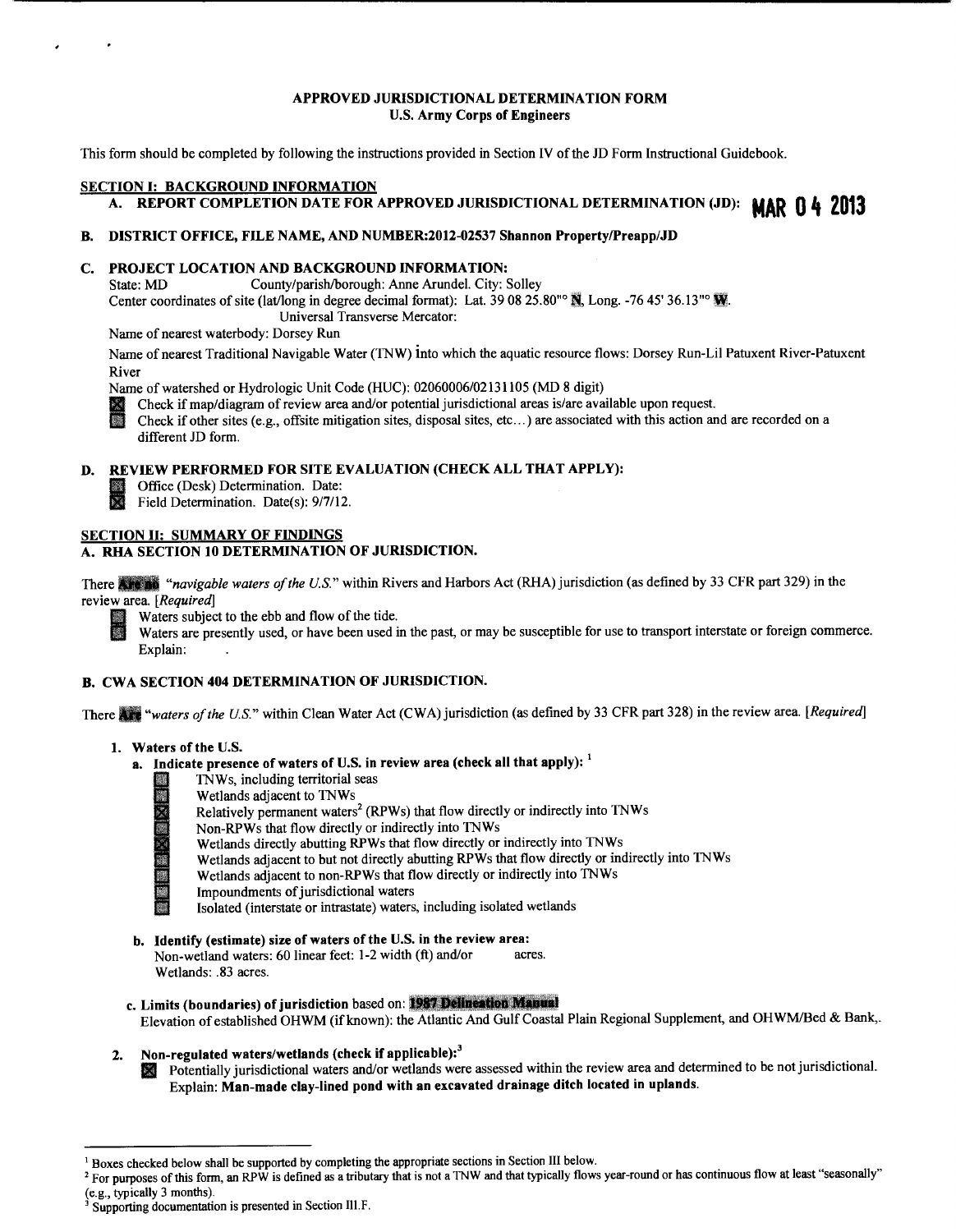# APPROVED JURISDICTIONAL DETERMINATION FORM
## U.S. Army Corps of Engineers

This form should be completed by following the instructions provided in Section IV of the JD Form Instructional Guidebook.

## SECTION I: BACKGROUND INFORMATION

**A. REPORT COMPLETION DATE FOR APPROVED JURISDICTIONAL DETERMINATION (JD): MAR 04 2013**

**B. DISTRICT OFFICE, FILE NAME, AND NUMBER:2012-02537 Shannon Property/Preapp/JD**

**C. PROJECT LOCATION AND BACKGROUND INFORMATION:**

State: MD County/parish/borough: Anne Arundel. City: Solley

Center coordinates of site (lat/long in degree decimal format): Lat. 39 08 25.80"° N, Long. -76 45' 36.13"° W.

Universal Transverse Mercator:

Name of nearest waterbody: Dorsey Run

Name of nearest Traditional Navigable Water (TNW) into which the aquatic resource flows: Dorsey Run-Lil Patuxent River-Patuxent River

Name of watershed or Hydrologic Unit Code (HUC): 02060006/02131105 (MD 8 digit)

- [x] Check if map/diagram of review area and/or potential jurisdictional areas is/are available upon request.
- [ ] Check if other sites (e.g., offsite mitigation sites, disposal sites, etc…) are associated with this action and are recorded on a different JD form.

**D. REVIEW PERFORMED FOR SITE EVALUATION (CHECK ALL THAT APPLY):**

- [ ] Office (Desk) Determination. Date:
- [x] Field Determination. Date(s): 9/7/12.

## SECTION II: SUMMARY OF FINDINGS

### A. RHA SECTION 10 DETERMINATION OF JURISDICTION.

There **Are no** "*navigable waters of the U.S.*" within Rivers and Harbors Act (RHA) jurisdiction (as defined by 33 CFR part 329) in the review area. [*Required*]

- [ ] Waters subject to the ebb and flow of the tide.
- [ ] Waters are presently used, or have been used in the past, or may be susceptible for use to transport interstate or foreign commerce. Explain: .

### B. CWA SECTION 404 DETERMINATION OF JURISDICTION.

There **Are** "*waters of the U.S.*" within Clean Water Act (CWA) jurisdiction (as defined by 33 CFR part 328) in the review area. [*Required*]

**1. Waters of the U.S.**

**a. Indicate presence of waters of U.S. in review area (check all that apply):** [1]

- [ ] TNWs, including territorial seas
- [ ] Wetlands adjacent to TNWs
- [x] Relatively permanent waters[2] (RPWs) that flow directly or indirectly into TNWs
- [ ] Non-RPWs that flow directly or indirectly into TNWs
- [x] Wetlands directly abutting RPWs that flow directly or indirectly into TNWs
- [ ] Wetlands adjacent to but not directly abutting RPWs that flow directly or indirectly into TNWs
- [ ] Wetlands adjacent to non-RPWs that flow directly or indirectly into TNWs
- [ ] Impoundments of jurisdictional waters
- [ ] Isolated (interstate or intrastate) waters, including isolated wetlands

**b. Identify (estimate) size of waters of the U.S. in the review area:**

Non-wetland waters: 60 linear feet: 1-2 width (ft) and/or acres.

Wetlands: .83 acres.

**c. Limits (boundaries) of jurisdiction** based on: **1987 Delineation Manual**

Elevation of established OHWM (if known): the Atlantic And Gulf Coastal Plain Regional Supplement, and OHWM/Bed & Bank,.

**2. Non-regulated waters/wetlands (check if applicable):**[3]

- [x] Potentially jurisdictional waters and/or wetlands were assessed within the review area and determined to be not jurisdictional. Explain: **Man-made clay-lined pond with an excavated drainage ditch located in uplands.**

---

[1] Boxes checked below shall be supported by completing the appropriate sections in Section III below.

[2] For purposes of this form, an RPW is defined as a tributary that is not a TNW and that typically flows year-round or has continuous flow at least "seasonally" (e.g., typically 3 months).

[3] Supporting documentation is presented in Section III.F.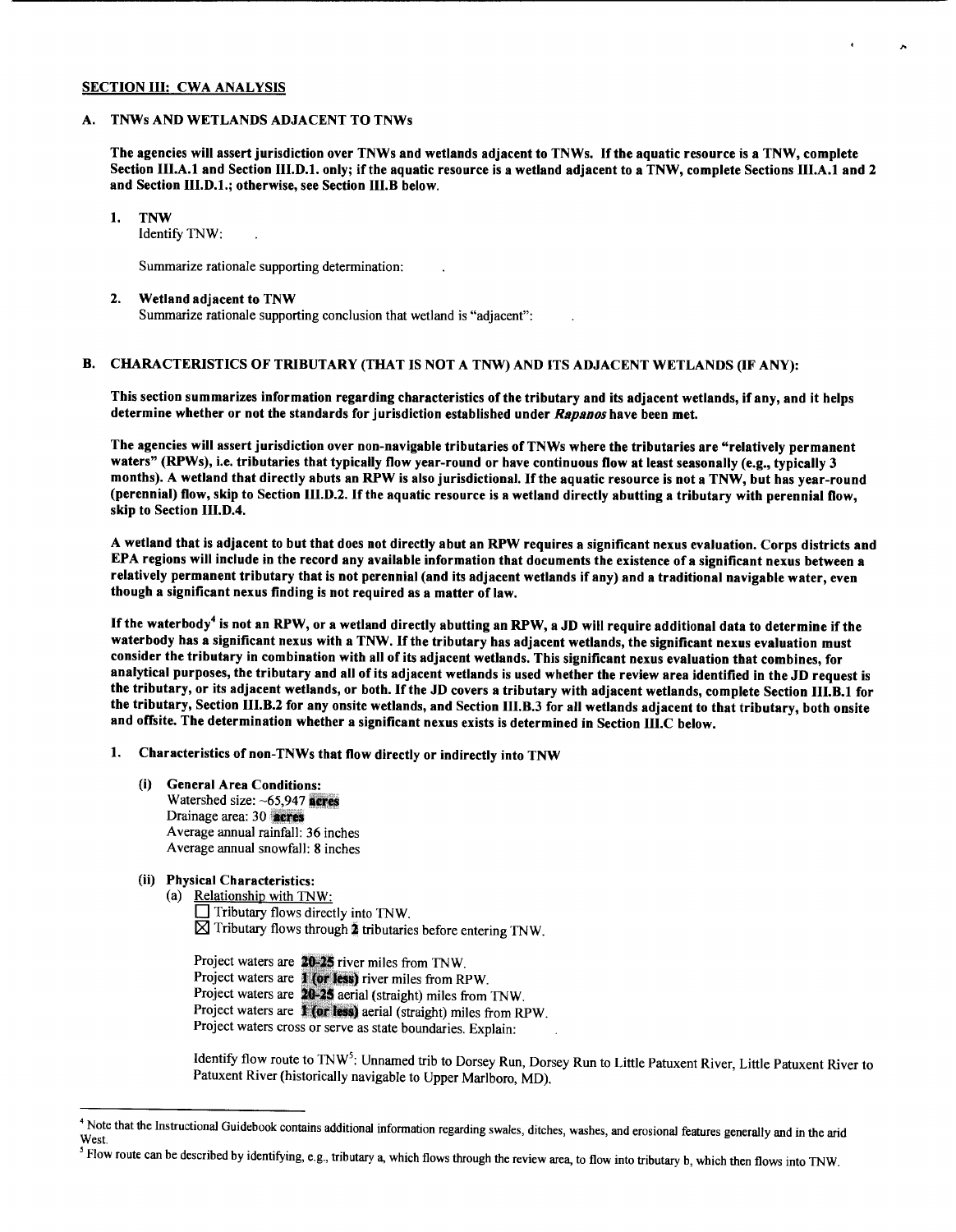## SECTION III: CWA ANALYSIS

### A. TNWs AND WETLANDS ADJACENT TO TNWs

**The agencies will assert jurisdiction over TNWs and wetlands adjacent to TNWs. If the aquatic resource is a TNW, complete Section III.A.1 and Section III.D.1. only; if the aquatic resource is a wetland adjacent to a TNW, complete Sections III.A.1 and 2 and Section III.D.1.; otherwise, see Section III.B below.**

1. **TNW**
   Identify TNW: .

   Summarize rationale supporting determination: .

2. **Wetland adjacent to TNW**
   Summarize rationale supporting conclusion that wetland is "adjacent": .

### B. CHARACTERISTICS OF TRIBUTARY (THAT IS NOT A TNW) AND ITS ADJACENT WETLANDS (IF ANY):

**This section summarizes information regarding characteristics of the tributary and its adjacent wetlands, if any, and it helps determine whether or not the standards for jurisdiction established under *Rapanos* have been met.**

**The agencies will assert jurisdiction over non-navigable tributaries of TNWs where the tributaries are "relatively permanent waters" (RPWs), i.e. tributaries that typically flow year-round or have continuous flow at least seasonally (e.g., typically 3 months). A wetland that directly abuts an RPW is also jurisdictional. If the aquatic resource is not a TNW, but has year-round (perennial) flow, skip to Section III.D.2. If the aquatic resource is a wetland directly abutting a tributary with perennial flow, skip to Section III.D.4.**

**A wetland that is adjacent to but that does not directly abut an RPW requires a significant nexus evaluation. Corps districts and EPA regions will include in the record any available information that documents the existence of a significant nexus between a relatively permanent tributary that is not perennial (and its adjacent wetlands if any) and a traditional navigable water, even though a significant nexus finding is not required as a matter of law.**

**If the waterbody[4] is not an RPW, or a wetland directly abutting an RPW, a JD will require additional data to determine if the waterbody has a significant nexus with a TNW. If the tributary has adjacent wetlands, the significant nexus evaluation must consider the tributary in combination with all of its adjacent wetlands. This significant nexus evaluation that combines, for analytical purposes, the tributary and all of its adjacent wetlands is used whether the review area identified in the JD request is the tributary, or its adjacent wetlands, or both. If the JD covers a tributary with adjacent wetlands, complete Section III.B.1 for the tributary, Section III.B.2 for any onsite wetlands, and Section III.B.3 for all wetlands adjacent to that tributary, both onsite and offsite. The determination whether a significant nexus exists is determined in Section III.C below.**

1. **Characteristics of non-TNWs that flow directly or indirectly into TNW**

   **(i) General Area Conditions:**
   Watershed size: ~65,947 **acres**
   Drainage area: 30 **acres**
   Average annual rainfall: 36 inches
   Average annual snowfall: 8 inches

   **(ii) Physical Characteristics:**
   (a) Relationship with TNW:
   ☐ Tributary flows directly into TNW.
   ☒ Tributary flows through **2** tributaries before entering TNW.

   Project waters are **20-25** river miles from TNW.
   Project waters are **1 (or less)** river miles from RPW.
   Project waters are **20-25** aerial (straight) miles from TNW.
   Project waters are **1 (or less)** aerial (straight) miles from RPW.
   Project waters cross or serve as state boundaries. Explain: .

   Identify flow route to TNW[5]: Unnamed trib to Dorsey Run, Dorsey Run to Little Patuxent River, Little Patuxent River to Patuxent River (historically navigable to Upper Marlboro, MD).

---

[4] Note that the Instructional Guidebook contains additional information regarding swales, ditches, washes, and erosional features generally and in the arid West.

[5] Flow route can be described by identifying, e.g., tributary a, which flows through the review area, to flow into tributary b, which then flows into TNW.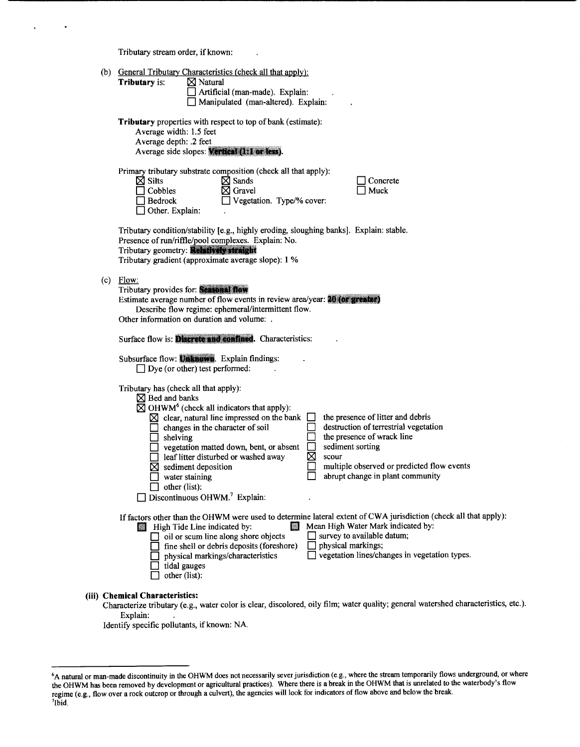Tributary stream order, if known: .

(b) General Tributary Characteristics (check all that apply):

**Tributary** is: ☒ Natural
☐ Artificial (man-made). Explain: .
☐ Manipulated (man-altered). Explain: .

**Tributary** properties with respect to top of bank (estimate):
Average width: 1.5 feet
Average depth: .2 feet
Average side slopes: **Vertical (1:1 or less)**.

Primary tributary substrate composition (check all that apply):

☒ Silts ☒ Sands ☐ Concrete
☐ Cobbles ☒ Gravel ☐ Muck
☐ Bedrock ☐ Vegetation. Type/% cover:
☐ Other. Explain: .

Tributary condition/stability [e.g., highly eroding, sloughing banks]. Explain: stable.
Presence of run/riffle/pool complexes. Explain: No.
Tributary geometry: **Relatively straight**
Tributary gradient (approximate average slope): 1 %

(c) Flow:

Tributary provides for: **Seasonal flow**
Estimate average number of flow events in review area/year: **20 (or greater)**
Describe flow regime: ephemeral/intermittent flow.
Other information on duration and volume: .

Surface flow is: **Discrete and confined**. Characteristics: .

Subsurface flow: **Unknown**. Explain findings: .
☐ Dye (or other) test performed: .

Tributary has (check all that apply):
☒ Bed and banks
☒ OHWM[6] (check all indicators that apply):
☒ clear, natural line impressed on the bank
☐ changes in the character of soil
☐ shelving
☐ vegetation matted down, bent, or absent
☐ leaf litter disturbed or washed away
☒ sediment deposition
☐ water staining
☐ other (list):
☐ the presence of litter and debris
☐ destruction of terrestrial vegetation
☐ the presence of wrack line
☐ sediment sorting
☒ scour
☐ multiple observed or predicted flow events
☐ abrupt change in plant community
☐ Discontinuous OHWM.[7] Explain: .

If factors other than the OHWM were used to determine lateral extent of CWA jurisdiction (check all that apply):
☐ High Tide Line indicated by:
☐ oil or scum line along shore objects
☐ fine shell or debris deposits (foreshore)
☐ physical markings/characteristics
☐ tidal gauges
☐ other (list):
☐ Mean High Water Mark indicated by:
☐ survey to available datum;
☐ physical markings;
☐ vegetation lines/changes in vegetation types.

**(iii) Chemical Characteristics:**

Characterize tributary (e.g., water color is clear, discolored, oily film; water quality; general watershed characteristics, etc.).
Explain: .
Identify specific pollutants, if known: NA.

---

[6] A natural or man-made discontinuity in the OHWM does not necessarily sever jurisdiction (e.g., where the stream temporarily flows underground, or where the OHWM has been removed by development or agricultural practices). Where there is a break in the OHWM that is unrelated to the waterbody's flow regime (e.g., flow over a rock outcrop or through a culvert), the agencies will look for indicators of flow above and below the break.

[7] Ibid.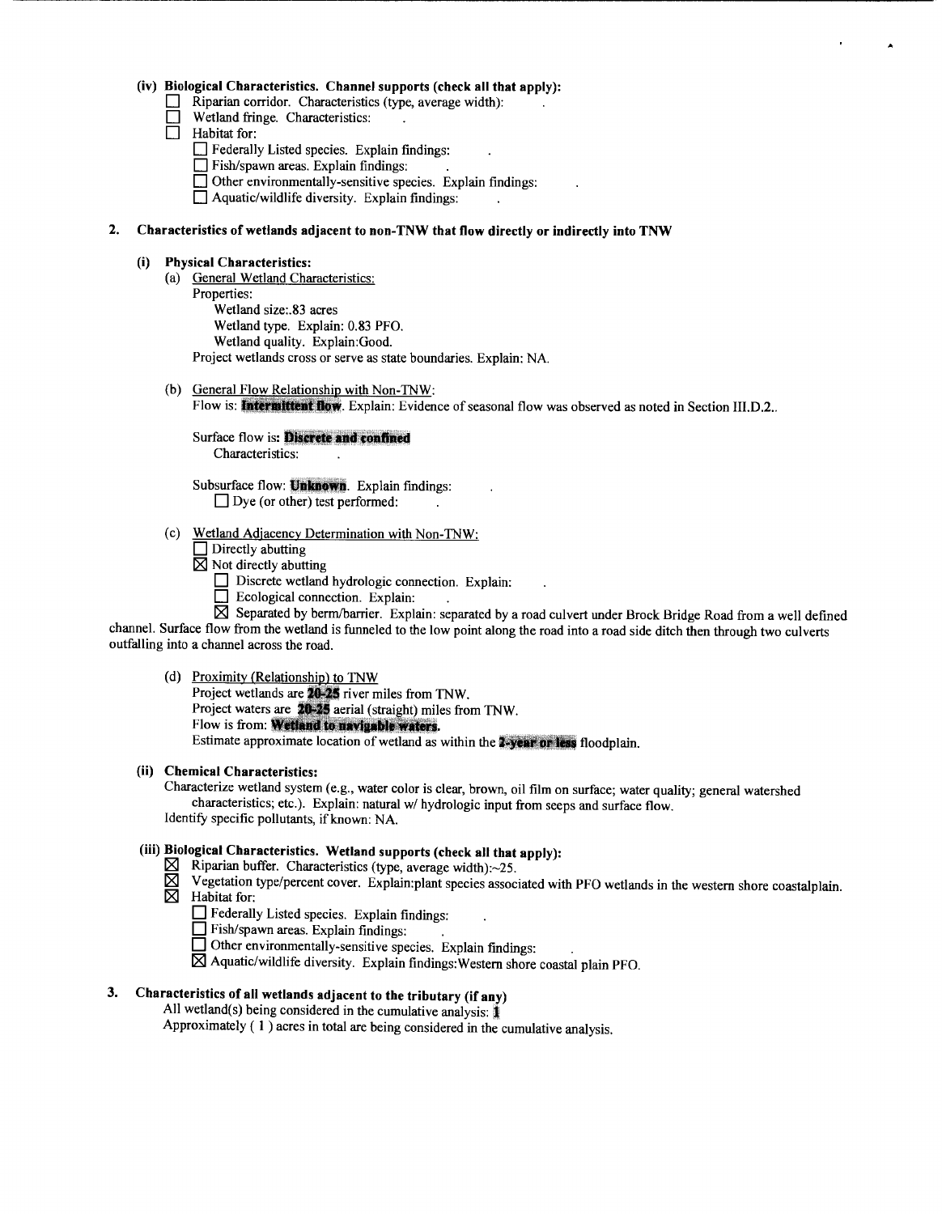**(iv) Biological Characteristics. Channel supports (check all that apply):**

- ☐ Riparian corridor. Characteristics (type, average width): .
- ☐ Wetland fringe. Characteristics: .
- ☐ Habitat for:
  - ☐ Federally Listed species. Explain findings: .
  - ☐ Fish/spawn areas. Explain findings: .
  - ☐ Other environmentally-sensitive species. Explain findings: .
  - ☐ Aquatic/wildlife diversity. Explain findings: .

**2. Characteristics of wetlands adjacent to non-TNW that flow directly or indirectly into TNW**

**(i) Physical Characteristics:**

(a) General Wetland Characteristics:

Properties:

Wetland size:.83 acres

Wetland type. Explain: 0.83 PFO.

Wetland quality. Explain:Good.

Project wetlands cross or serve as state boundaries. Explain: NA.

(b) General Flow Relationship with Non-TNW:

Flow is: **Intermittent flow**. Explain: Evidence of seasonal flow was observed as noted in Section III.D.2..

Surface flow is: **Discrete and confined**

Characteristics: .

Subsurface flow: **Unknown**. Explain findings: .

☐ Dye (or other) test performed: .

(c) Wetland Adjacency Determination with Non-TNW:

- ☐ Directly abutting
- ☒ Not directly abutting
  - ☐ Discrete wetland hydrologic connection. Explain: .
  - ☐ Ecological connection. Explain: .
  - ☒ Separated by berm/barrier. Explain: separated by a road culvert under Brock Bridge Road from a well defined channel. Surface flow from the wetland is funneled to the low point along the road into a road side ditch then through two culverts outfalling into a channel across the road.

(d) Proximity (Relationship) to TNW

Project wetlands are **20-25** river miles from TNW.

Project waters are **20-25** aerial (straight) miles from TNW.

Flow is from: **Wetland to navigable waters.**

Estimate approximate location of wetland as within the **2-year or less** floodplain.

**(ii) Chemical Characteristics:**

Characterize wetland system (e.g., water color is clear, brown, oil film on surface; water quality; general watershed characteristics; etc.). Explain: natural w/ hydrologic input from seeps and surface flow.

Identify specific pollutants, if known: NA.

**(iii) Biological Characteristics. Wetland supports (check all that apply):**

- ☒ Riparian buffer. Characteristics (type, average width):~25.
- ☒ Vegetation type/percent cover. Explain:plant species associated with PFO wetlands in the western shore coastalplain.
- ☒ Habitat for:
  - ☐ Federally Listed species. Explain findings: .
  - ☐ Fish/spawn areas. Explain findings: .
  - ☐ Other environmentally-sensitive species. Explain findings: .
  - ☒ Aquatic/wildlife diversity. Explain findings:Western shore coastal plain PFO.

**3. Characteristics of all wetlands adjacent to the tributary (if any)**

All wetland(s) being considered in the cumulative analysis: **1**

Approximately ( 1 ) acres in total are being considered in the cumulative analysis.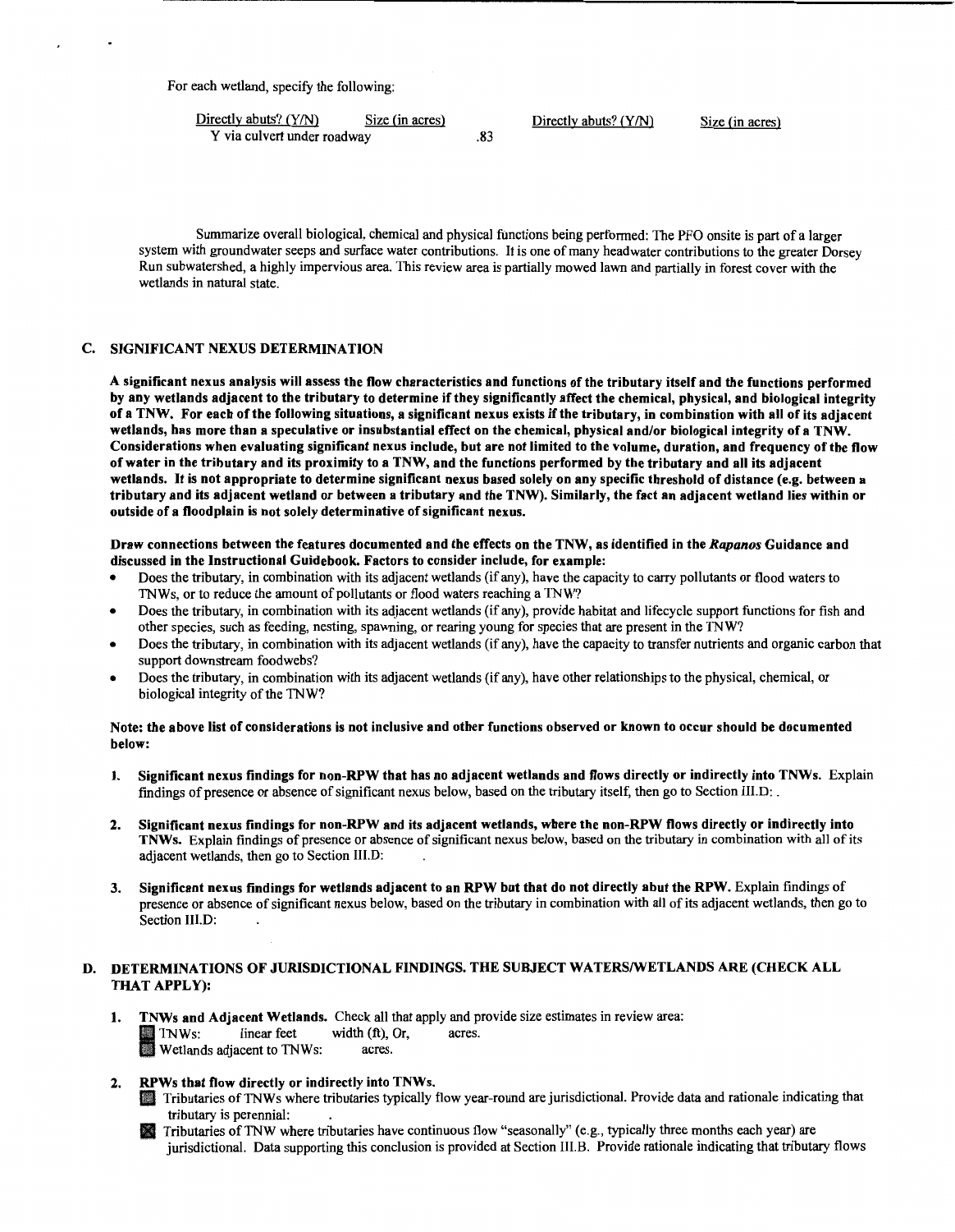For each wetland, specify the following:

| Directly abuts? (Y/N) | Size (in acres) | Directly abuts? (Y/N) | Size (in acres) |
|---|---|---|---|
| Y via culvert under roadway | .83 | | |

Summarize overall biological, chemical and physical functions being performed: The PFO onsite is part of a larger system with groundwater seeps and surface water contributions. It is one of many headwater contributions to the greater Dorsey Run subwatershed, a highly impervious area. This review area is partially mowed lawn and partially in forest cover with the wetlands in natural state.

## C. SIGNIFICANT NEXUS DETERMINATION

**A significant nexus analysis will assess the flow characteristics and functions of the tributary itself and the functions performed by any wetlands adjacent to the tributary to determine if they significantly affect the chemical, physical, and biological integrity of a TNW. For each of the following situations, a significant nexus exists if the tributary, in combination with all of its adjacent wetlands, has more than a speculative or insubstantial effect on the chemical, physical and/or biological integrity of a TNW. Considerations when evaluating significant nexus include, but are not limited to the volume, duration, and frequency of the flow of water in the tributary and its proximity to a TNW, and the functions performed by the tributary and all its adjacent wetlands. It is not appropriate to determine significant nexus based solely on any specific threshold of distance (e.g. between a tributary and its adjacent wetland or between a tributary and the TNW). Similarly, the fact an adjacent wetland lies within or outside of a floodplain is not solely determinative of significant nexus.**

**Draw connections between the features documented and the effects on the TNW, as identified in the *Rapanos* Guidance and discussed in the Instructional Guidebook. Factors to consider include, for example:**

- Does the tributary, in combination with its adjacent wetlands (if any), have the capacity to carry pollutants or flood waters to TNWs, or to reduce the amount of pollutants or flood waters reaching a TNW?
- Does the tributary, in combination with its adjacent wetlands (if any), provide habitat and lifecycle support functions for fish and other species, such as feeding, nesting, spawning, or rearing young for species that are present in the TNW?
- Does the tributary, in combination with its adjacent wetlands (if any), have the capacity to transfer nutrients and organic carbon that support downstream foodwebs?
- Does the tributary, in combination with its adjacent wetlands (if any), have other relationships to the physical, chemical, or biological integrity of the TNW?

**Note: the above list of considerations is not inclusive and other functions observed or known to occur should be documented below:**

1. **Significant nexus findings for non-RPW that has no adjacent wetlands and flows directly or indirectly into TNWs.** Explain findings of presence or absence of significant nexus below, based on the tributary itself, then go to Section III.D: .

2. **Significant nexus findings for non-RPW and its adjacent wetlands, where the non-RPW flows directly or indirectly into TNWs.** Explain findings of presence or absence of significant nexus below, based on the tributary in combination with all of its adjacent wetlands, then go to Section III.D: .

3. **Significant nexus findings for wetlands adjacent to an RPW but that do not directly abut the RPW.** Explain findings of presence or absence of significant nexus below, based on the tributary in combination with all of its adjacent wetlands, then go to Section III.D: .

## D. DETERMINATIONS OF JURISDICTIONAL FINDINGS. THE SUBJECT WATERS/WETLANDS ARE (CHECK ALL THAT APPLY):

1. **TNWs and Adjacent Wetlands.** Check all that apply and provide size estimates in review area:
   - ☐ TNWs: linear feet width (ft), Or, acres.
   - ☐ Wetlands adjacent to TNWs: acres.

2. **RPWs that flow directly or indirectly into TNWs.**
   - ☐ Tributaries of TNWs where tributaries typically flow year-round are jurisdictional. Provide data and rationale indicating that tributary is perennial: .
   - ☒ Tributaries of TNW where tributaries have continuous flow "seasonally" (e.g., typically three months each year) are jurisdictional. Data supporting this conclusion is provided at Section III.B. Provide rationale indicating that tributary flows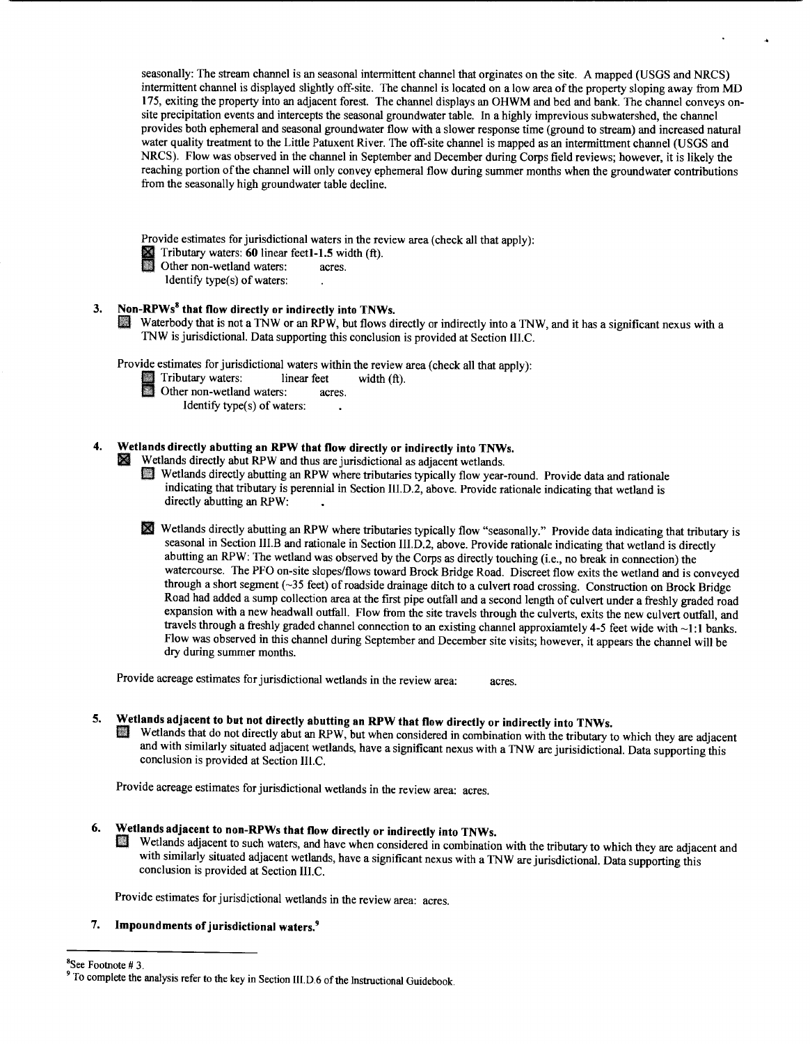seasonally: The stream channel is an seasonal intermittent channel that orginates on the site. A mapped (USGS and NRCS) intermittent channel is displayed slightly off-site. The channel is located on a low area of the property sloping away from MD 175, exiting the property into an adjacent forest. The channel displays an OHWM and bed and bank. The channel conveys on-site precipitation events and intercepts the seasonal groundwater table. In a highly imprevious subwatershed, the channel provides both ephemeral and seasonal groundwater flow with a slower response time (ground to stream) and increased natural water quality treatment to the Little Patuxent River. The off-site channel is mapped as an intermittment channel (USGS and NRCS). Flow was observed in the channel in September and December during Corps field reviews; however, it is likely the reaching portion of the channel will only convey ephemeral flow during summer months when the groundwater contributions from the seasonally high groundwater table decline.

Provide estimates for jurisdictional waters in the review area (check all that apply):

- ☒ Tributary waters: **60** linear feet**1-1.5** width (ft).
- ☐ Other non-wetland waters: acres.
  - Identify type(s) of waters: .

### 3. Non-RPWs[8] that flow directly or indirectly into TNWs.

☐ Waterbody that is not a TNW or an RPW, but flows directly or indirectly into a TNW, and it has a significant nexus with a TNW is jurisdictional. Data supporting this conclusion is provided at Section III.C.

Provide estimates for jurisdictional waters within the review area (check all that apply):

- ☐ Tributary waters: linear feet width (ft).
- ☐ Other non-wetland waters: acres.
  - Identify type(s) of waters: .

### 4. Wetlands directly abutting an RPW that flow directly or indirectly into TNWs.

☒ Wetlands directly abut RPW and thus are jurisdictional as adjacent wetlands.

- ☐ Wetlands directly abutting an RPW where tributaries typically flow year-round. Provide data and rationale indicating that tributary is perennial in Section III.D.2, above. Provide rationale indicating that wetland is directly abutting an RPW: .

- ☒ Wetlands directly abutting an RPW where tributaries typically flow "seasonally." Provide data indicating that tributary is seasonal in Section III.B and rationale in Section III.D.2, above. Provide rationale indicating that wetland is directly abutting an RPW: The wetland was observed by the Corps as directly touching (i.e., no break in connection) the watercourse. The PFO on-site slopes/flows toward Brock Bridge Road. Discreet flow exits the wetland and is conveyed through a short segment (~35 feet) of roadside drainage ditch to a culvert road crossing. Construction on Brock Bridge Road had added a sump collection area at the first pipe outfall and a second length of culvert under a freshly graded road expansion with a new headwall outfall. Flow from the site travels through the culverts, exits the new culvert outfall, and travels through a freshly graded channel connection to an existing channel approxiamtely 4-5 feet wide with ~1:1 banks. Flow was observed in this channel during September and December site visits; however, it appears the channel will be dry during summer months.

Provide acreage estimates for jurisdictional wetlands in the review area: acres.

### 5. Wetlands adjacent to but not directly abutting an RPW that flow directly or indirectly into TNWs.

☐ Wetlands that do not directly abut an RPW, but when considered in combination with the tributary to which they are adjacent and with similarly situated adjacent wetlands, have a significant nexus with a TNW are jurisidictional. Data supporting this conclusion is provided at Section III.C.

Provide acreage estimates for jurisdictional wetlands in the review area: acres.

### 6. Wetlands adjacent to non-RPWs that flow directly or indirectly into TNWs.

☐ Wetlands adjacent to such waters, and have when considered in combination with the tributary to which they are adjacent and with similarly situated adjacent wetlands, have a significant nexus with a TNW are jurisdictional. Data supporting this conclusion is provided at Section III.C.

Provide estimates for jurisdictional wetlands in the review area: acres.

### 7. Impoundments of jurisdictional waters.[9]

---

[8] See Footnote # 3.

[9] To complete the analysis refer to the key in Section III.D.6 of the Instructional Guidebook.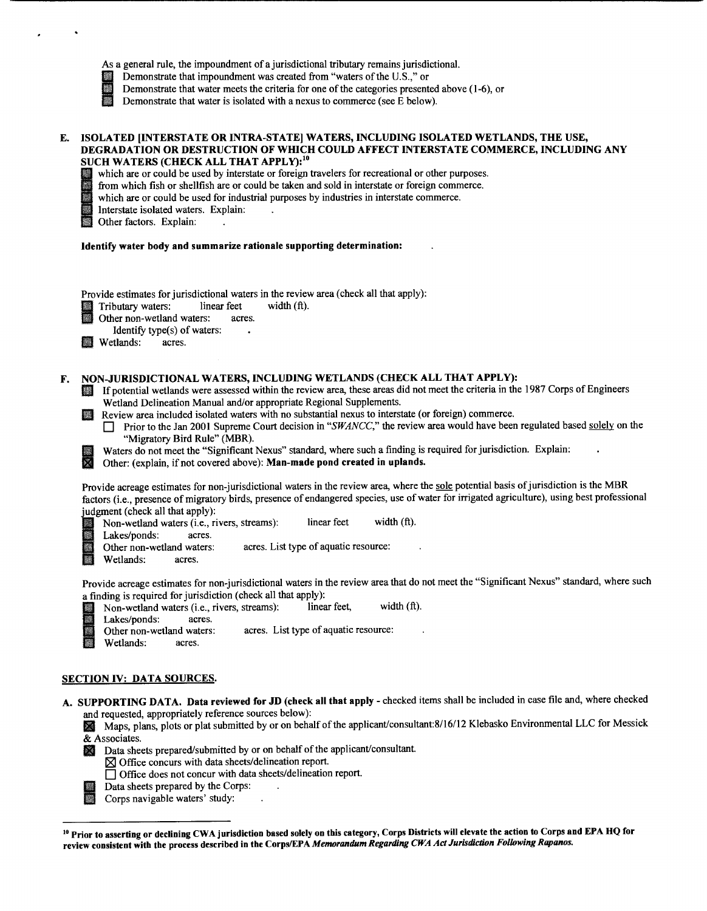As a general rule, the impoundment of a jurisdictional tributary remains jurisdictional.

- ☐ Demonstrate that impoundment was created from "waters of the U.S.," or
- ☐ Demonstrate that water meets the criteria for one of the categories presented above (1-6), or
- ☐ Demonstrate that water is isolated with a nexus to commerce (see E below).

**E. ISOLATED [INTERSTATE OR INTRA-STATE] WATERS, INCLUDING ISOLATED WETLANDS, THE USE, DEGRADATION OR DESTRUCTION OF WHICH COULD AFFECT INTERSTATE COMMERCE, INCLUDING ANY SUCH WATERS (CHECK ALL THAT APPLY):[10]**

- ☐ which are or could be used by interstate or foreign travelers for recreational or other purposes.
- ☐ from which fish or shellfish are or could be taken and sold in interstate or foreign commerce.
- ☐ which are or could be used for industrial purposes by industries in interstate commerce.
- ☐ Interstate isolated waters. Explain: .
- ☐ Other factors. Explain: .

**Identify water body and summarize rationale supporting determination:** .

Provide estimates for jurisdictional waters in the review area (check all that apply):

- ☐ Tributary waters: linear feet width (ft).
- ☐ Other non-wetland waters: acres.
  - Identify type(s) of waters: .
- ☐ Wetlands: acres.

**F. NON-JURISDICTIONAL WATERS, INCLUDING WETLANDS (CHECK ALL THAT APPLY):**

- ☐ If potential wetlands were assessed within the review area, these areas did not meet the criteria in the 1987 Corps of Engineers Wetland Delineation Manual and/or appropriate Regional Supplements.
- ☐ Review area included isolated waters with no substantial nexus to interstate (or foreign) commerce.
  - ☐ Prior to the Jan 2001 Supreme Court decision in "*SWANCC*," the review area would have been regulated based solely on the "Migratory Bird Rule" (MBR).
- ☐ Waters do not meet the "Significant Nexus" standard, where such a finding is required for jurisdiction. Explain: .
- ☒ Other: (explain, if not covered above): **Man-made pond created in uplands.**

Provide acreage estimates for non-jurisdictional waters in the review area, where the sole potential basis of jurisdiction is the MBR factors (i.e., presence of migratory birds, presence of endangered species, use of water for irrigated agriculture), using best professional judgment (check all that apply):

- ☐ Non-wetland waters (i.e., rivers, streams): linear feet width (ft).
- ☐ Lakes/ponds: acres.
- ☐ Other non-wetland waters: acres. List type of aquatic resource: .
- ☐ Wetlands: acres.

Provide acreage estimates for non-jurisdictional waters in the review area that do not meet the "Significant Nexus" standard, where such a finding is required for jurisdiction (check all that apply):

- ☐ Non-wetland waters (i.e., rivers, streams): linear feet, width (ft).
- ☐ Lakes/ponds: acres.
- ☐ Other non-wetland waters: acres. List type of aquatic resource: .
- ☐ Wetlands: acres.

## SECTION IV: DATA SOURCES.

**A. SUPPORTING DATA. Data reviewed for JD (check all that apply** - checked items shall be included in case file and, where checked and requested, appropriately reference sources below):

- ☒ Maps, plans, plots or plat submitted by or on behalf of the applicant/consultant:8/16/12 Klebasko Environmental LLC for Messick & Associates.
- ☒ Data sheets prepared/submitted by or on behalf of the applicant/consultant.
  - ☒ Office concurs with data sheets/delineation report.
  - ☐ Office does not concur with data sheets/delineation report.
- ☐ Data sheets prepared by the Corps: .
- ☐ Corps navigable waters' study: .

---

[10] **Prior to asserting or declining CWA jurisdiction based solely on this category, Corps Districts will elevate the action to Corps and EPA HQ for review consistent with the process described in the Corps/EPA *Memorandum Regarding CWA Act Jurisdiction Following Rapanos.***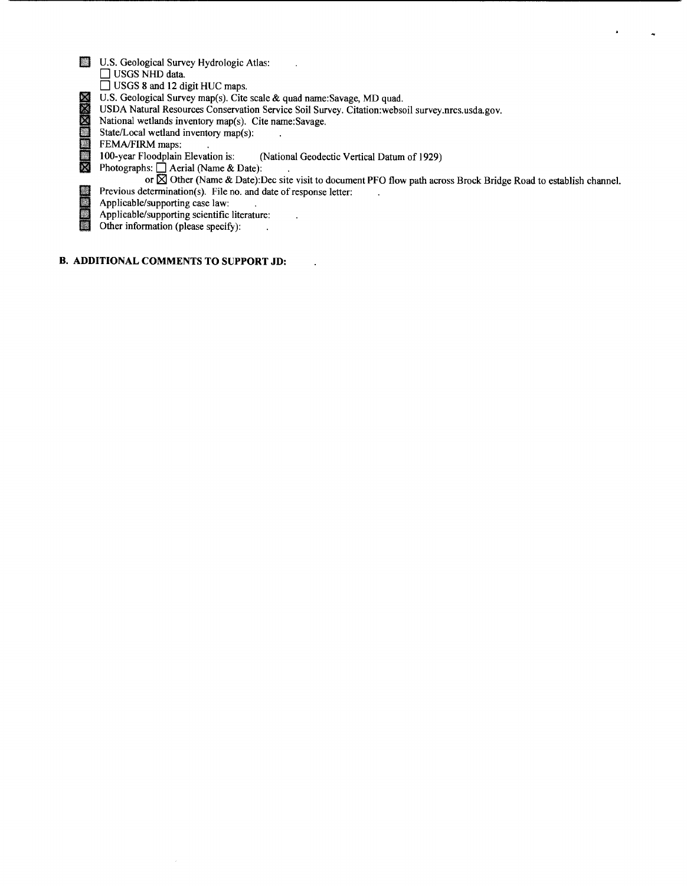- ☐ U.S. Geological Survey Hydrologic Atlas: .
  - ☐ USGS NHD data.
  - ☐ USGS 8 and 12 digit HUC maps.
- ☒ U.S. Geological Survey map(s). Cite scale & quad name:Savage, MD quad.
- ☒ USDA Natural Resources Conservation Service Soil Survey. Citation:websoil survey.nrcs.usda.gov.
- ☒ National wetlands inventory map(s). Cite name:Savage.
- ☐ State/Local wetland inventory map(s): .
- ☐ FEMA/FIRM maps: .
- ☐ 100-year Floodplain Elevation is: (National Geodectic Vertical Datum of 1929)
- ☒ Photographs: ☐ Aerial (Name & Date): .
  - or ☒ Other (Name & Date):Dec site visit to document PFO flow path across Brock Bridge Road to establish channel.
- ☐ Previous determination(s). File no. and date of response letter: .
- ☐ Applicable/supporting case law: .
- ☐ Applicable/supporting scientific literature: .
- ☐ Other information (please specify): .

**B. ADDITIONAL COMMENTS TO SUPPORT JD:** .